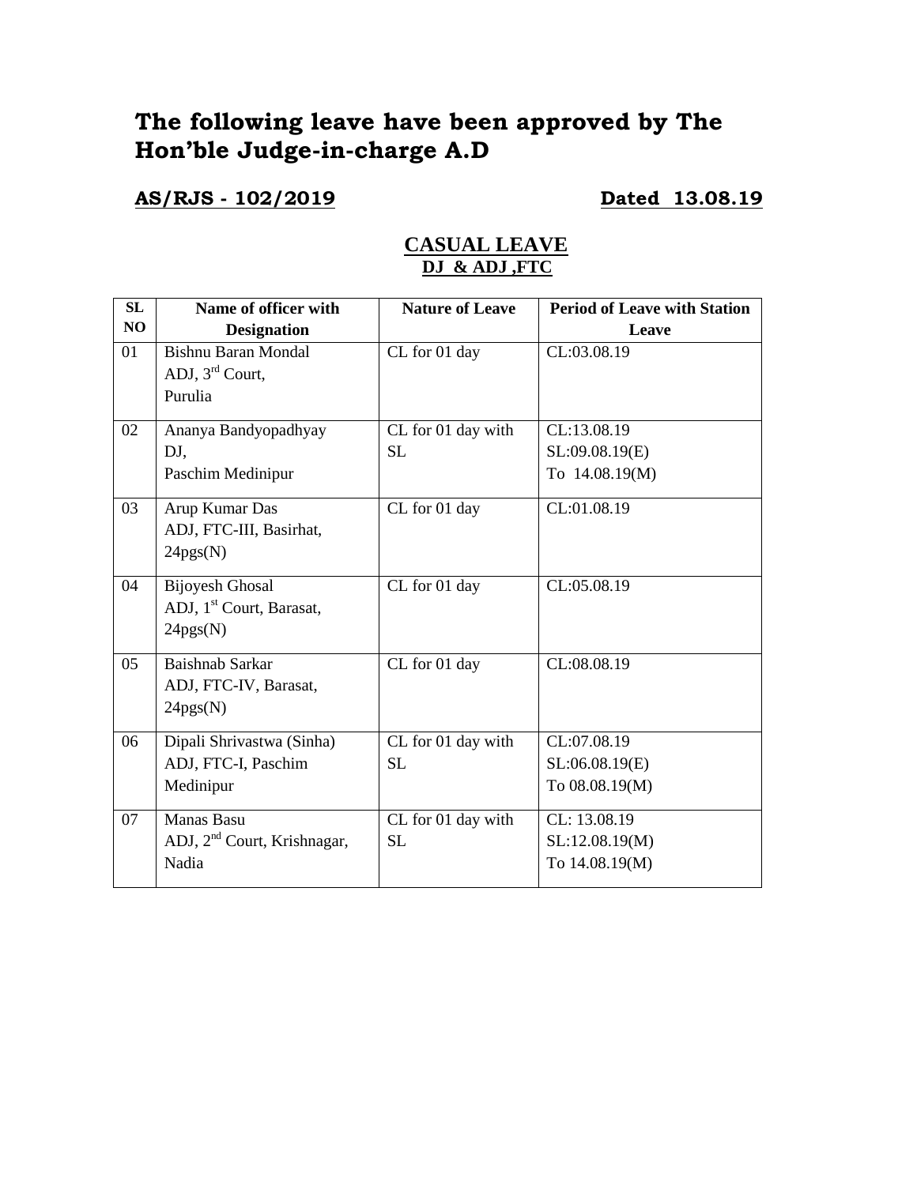# The following leave have been approved by The Hon'ble Judge-in-charge A.D

**AS/RJS - 102/2019** **Dated 13.08.19**

## CASUAL LEAVE
### DJ & ADJ ,FTC

| SL NO | Name of officer with Designation | Nature of Leave | Period of Leave with Station Leave |
|---|---|---|---|
| 01 | Bishnu Baran Mondal<br>ADJ, 3rd Court,<br>Purulia | CL for 01 day | CL:03.08.19 |
| 02 | Ananya Bandyopadhyay<br>DJ,<br>Paschim Medinipur | CL for 01 day with SL | CL:13.08.19<br>SL:09.08.19(E)<br>To 14.08.19(M) |
| 03 | Arup Kumar Das<br>ADJ, FTC-III, Basirhat,<br>24pgs(N) | CL for 01 day | CL:01.08.19 |
| 04 | Bijoyesh Ghosal<br>ADJ, 1st Court, Barasat,<br>24pgs(N) | CL for 01 day | CL:05.08.19 |
| 05 | Baishnab Sarkar<br>ADJ, FTC-IV, Barasat,<br>24pgs(N) | CL for 01 day | CL:08.08.19 |
| 06 | Dipali Shrivastwa (Sinha)<br>ADJ, FTC-I, Paschim Medinipur | CL for 01 day with SL | CL:07.08.19<br>SL:06.08.19(E)<br>To 08.08.19(M) |
| 07 | Manas Basu<br>ADJ, 2nd Court, Krishnagar,<br>Nadia | CL for 01 day with SL | CL: 13.08.19<br>SL:12.08.19(M)<br>To 14.08.19(M) |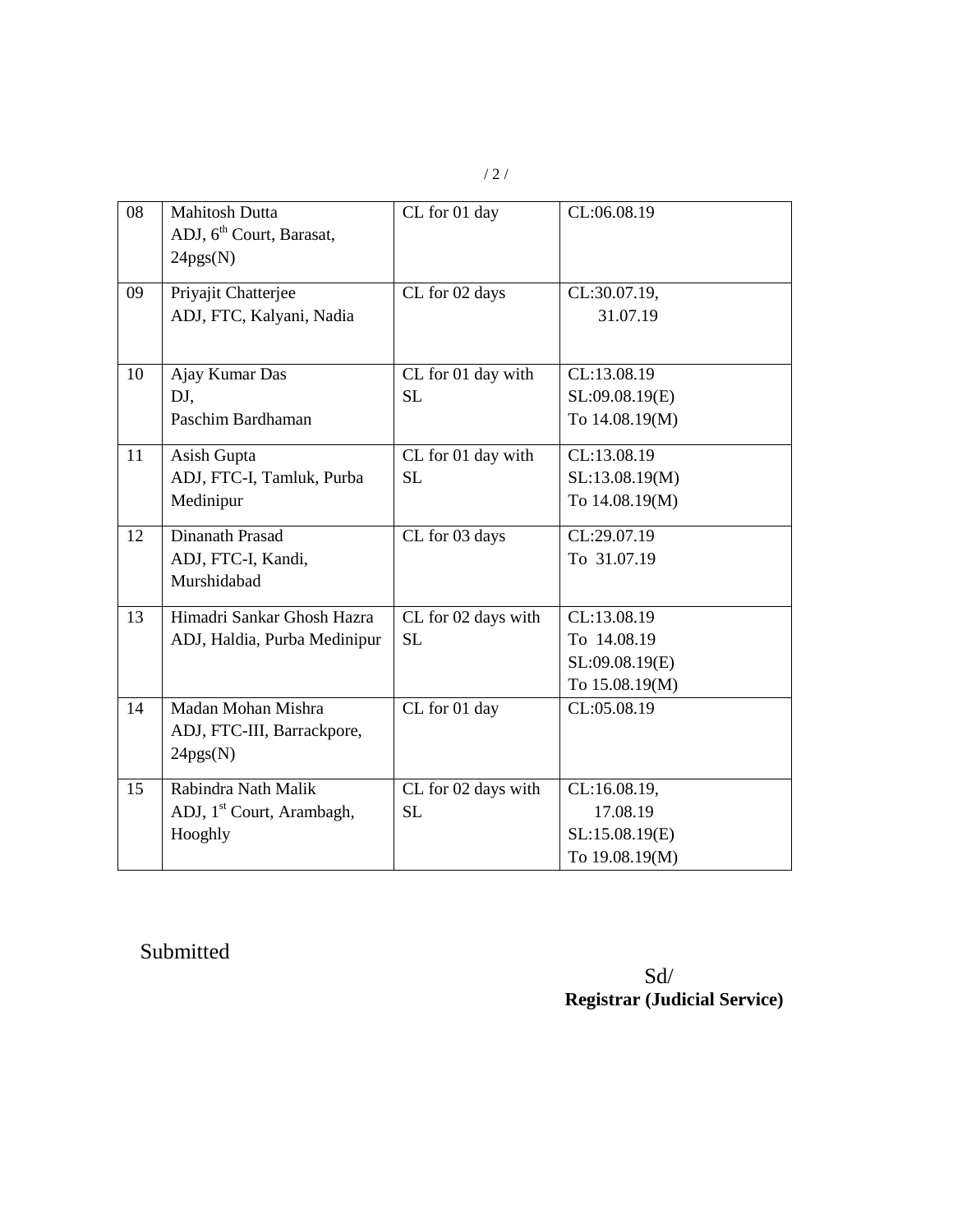| 08 | Mahitosh Dutta<br>ADJ, 6th Court, Barasat, 24pgs(N) | CL for 01 day | CL:06.08.19 |
|---|---|---|---|
| 09 | Priyajit Chatterjee<br>ADJ, FTC, Kalyani, Nadia | CL for 02 days | CL:30.07.19,<br>31.07.19 |
| 10 | Ajay Kumar Das<br>DJ,<br>Paschim Bardhaman | CL for 01 day with SL | CL:13.08.19<br>SL:09.08.19(E)<br>To 14.08.19(M) |
| 11 | Asish Gupta<br>ADJ, FTC-I, Tamluk, Purba Medinipur | CL for 01 day with SL | CL:13.08.19<br>SL:13.08.19(M)<br>To 14.08.19(M) |
| 12 | Dinanath Prasad<br>ADJ, FTC-I, Kandi, Murshidabad | CL for 03 days | CL:29.07.19<br>To 31.07.19 |
| 13 | Himadri Sankar Ghosh Hazra<br>ADJ, Haldia, Purba Medinipur | CL for 02 days with SL | CL:13.08.19<br>To 14.08.19<br>SL:09.08.19(E)<br>To 15.08.19(M) |
| 14 | Madan Mohan Mishra<br>ADJ, FTC-III, Barrackpore, 24pgs(N) | CL for 01 day | CL:05.08.19 |
| 15 | Rabindra Nath Malik<br>ADJ, 1st Court, Arambagh, Hooghly | CL for 02 days with SL | CL:16.08.19,<br>17.08.19<br>SL:15.08.19(E)<br>To 19.08.19(M) |

Submitted

Sd/
**Registrar (Judicial Service)**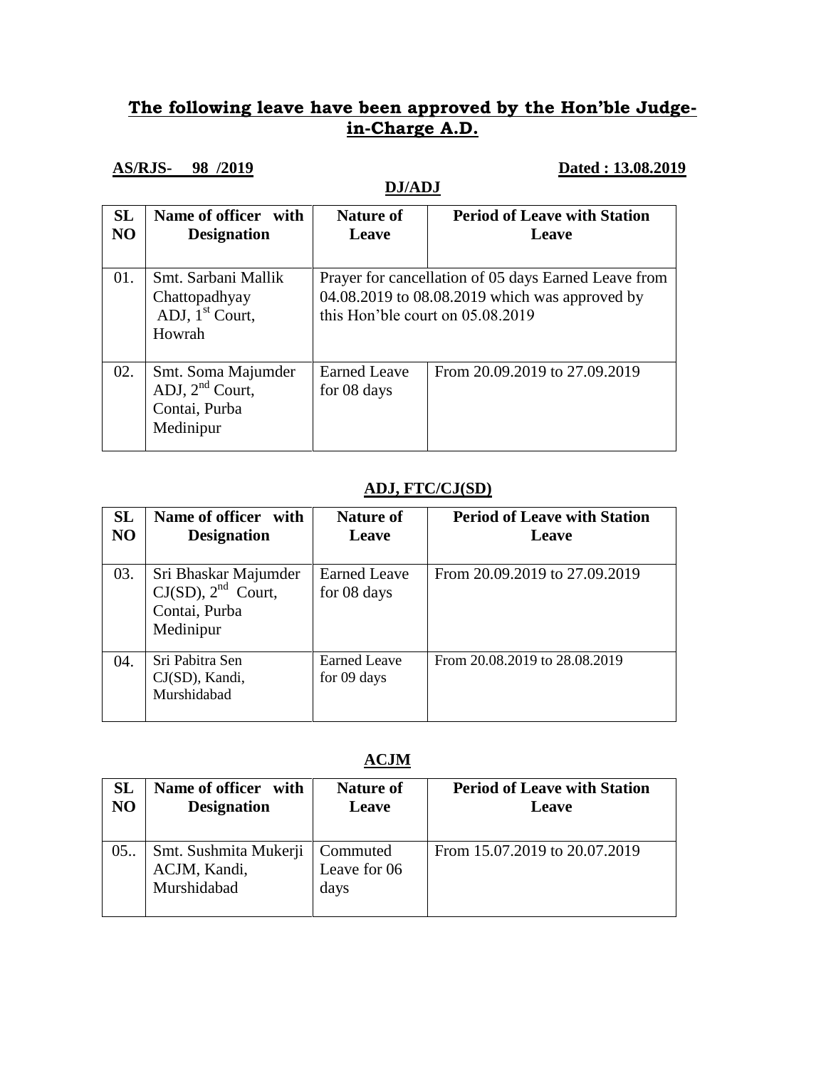## The following leave have been approved by the Hon'ble Judge-in-Charge A.D.

**AS/RJS- 98 /2019** **Dated : 13.08.2019**

**DJ/ADJ**

| SL NO | Name of officer with Designation | Nature of Leave | Period of Leave with Station Leave |
|---|---|---|---|
| 01. | Smt. Sarbani Mallik Chattopadhyay ADJ, 1st Court, Howrah | Prayer for cancellation of 05 days Earned Leave from 04.08.2019 to 08.08.2019 which was approved by this Hon'ble court on 05.08.2019 | |
| 02. | Smt. Soma Majumder ADJ, 2nd Court, Contai, Purba Medinipur | Earned Leave for 08 days | From 20.09.2019 to 27.09.2019 |

**ADJ, FTC/CJ(SD)**

| SL NO | Name of officer with Designation | Nature of Leave | Period of Leave with Station Leave |
|---|---|---|---|
| 03. | Sri Bhaskar Majumder CJ(SD), 2nd Court, Contai, Purba Medinipur | Earned Leave for 08 days | From 20.09.2019 to 27.09.2019 |
| 04. | Sri Pabitra Sen CJ(SD), Kandi, Murshidabad | Earned Leave for 09 days | From 20.08.2019 to 28.08.2019 |

**ACJM**

| SL NO | Name of officer with Designation | Nature of Leave | Period of Leave with Station Leave |
|---|---|---|---|
| 05.. | Smt. Sushmita Mukerji ACJM, Kandi, Murshidabad | Commuted Leave for 06 days | From 15.07.2019 to 20.07.2019 |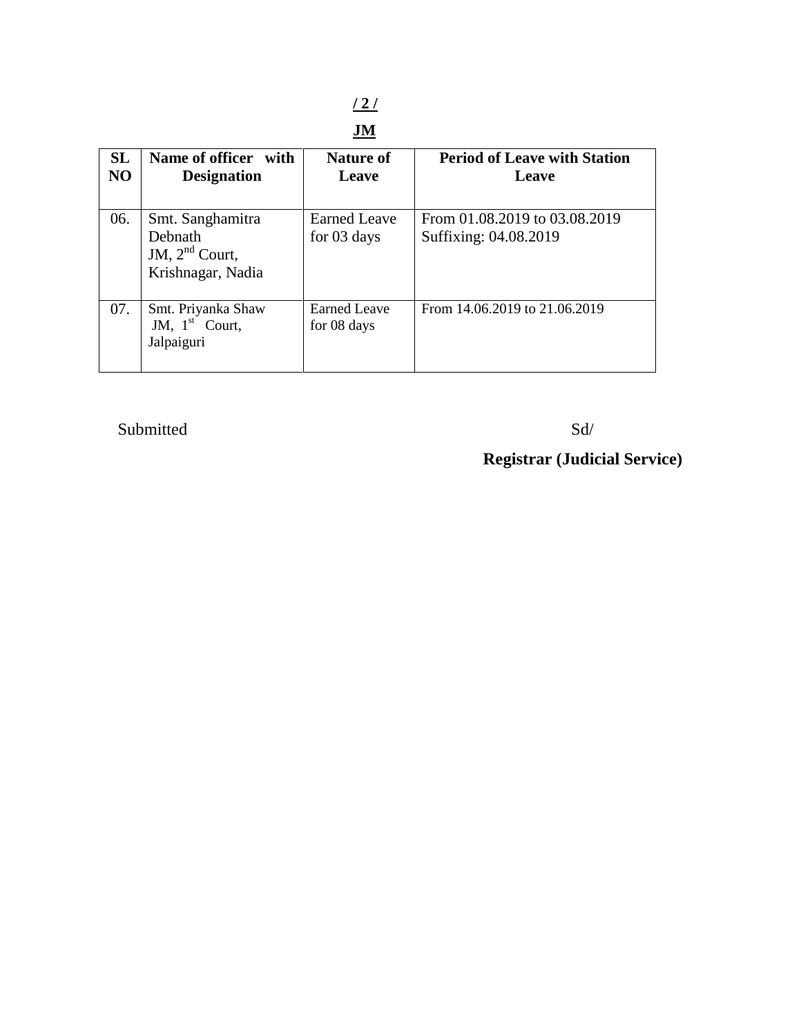**JM**

| SL NO | Name of officer with Designation | Nature of Leave | Period of Leave with Station Leave |
|---|---|---|---|
| 06. | Smt. Sanghamitra Debnath JM, 2nd Court, Krishnagar, Nadia | Earned Leave for 03 days | From 01.08.2019 to 03.08.2019 Suffixing: 04.08.2019 |
| 07. | Smt. Priyanka Shaw JM, 1st Court, Jalpaiguri | Earned Leave for 08 days | From 14.06.2019 to 21.06.2019 |

Submitted

Sd/

**Registrar (Judicial Service)**